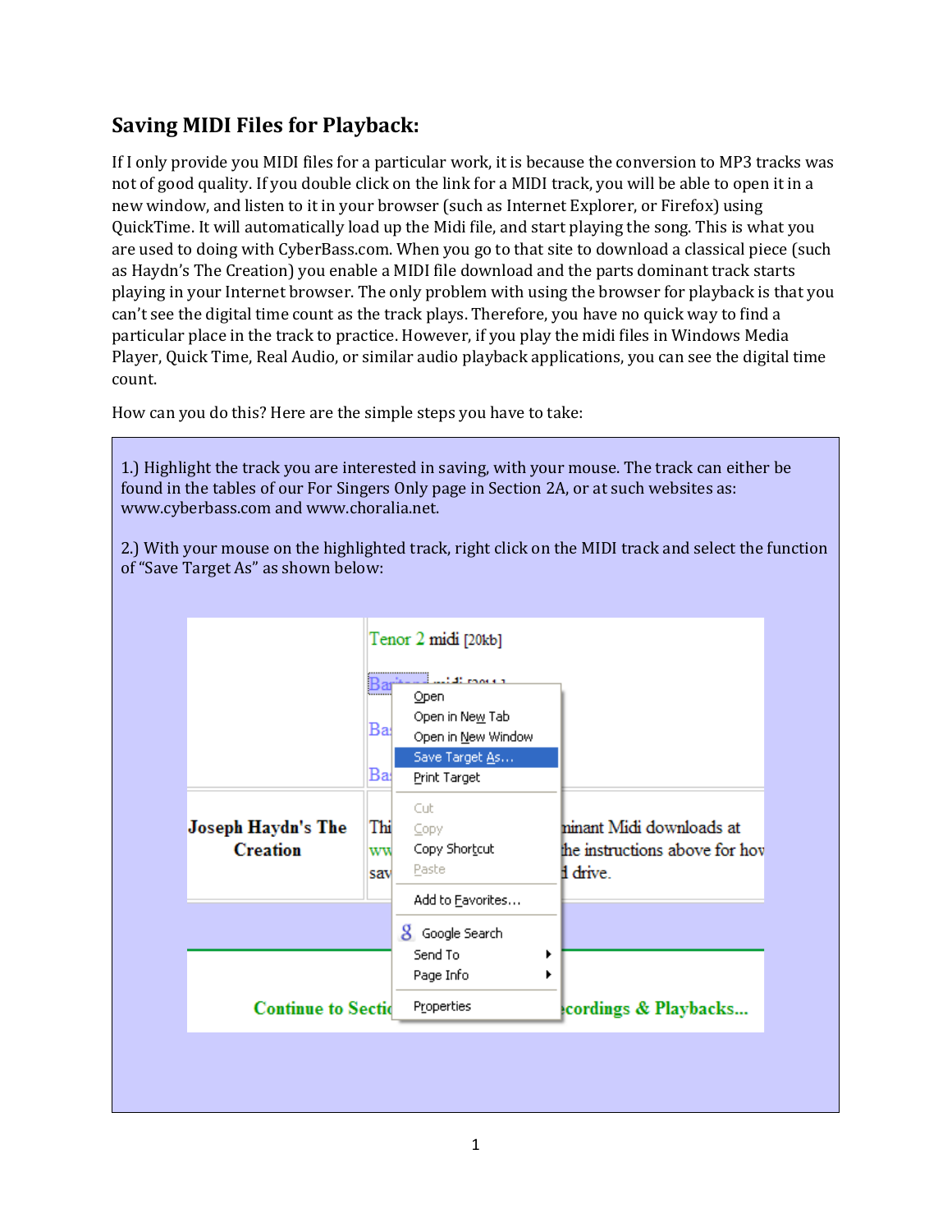## Saving MIDI Files for Playback:

If I only provide you MIDI files for a particular work, it is because the conversion to MP3 tracks was not of good quality. If you double click on the link for a MIDI track, you will be able to open it in a new window, and listen to it in your browser (such as Internet Explorer, or Firefox) using QuickTime. It will automatically load up the Midi file, and start playing the song. This is what you are used to doing with CyberBass.com. When you go to that site to download a classical piece (such as Haydn's The Creation) you enable a MIDI file download and the parts dominant track starts playing in your Internet browser. The only problem with using the browser for playback is that you can't see the digital time count as the track plays. Therefore, you have no quick way to find a particular place in the track to practice. However, if you play the midi files in Windows Media Player, Quick Time, Real Audio, or similar audio playback applications, you can see the digital time count.

How can you do this? Here are the simple steps you have to take:

1.) Highlight the track you are interested in saving, with your mouse. The track can either be found in the tables of our For Singers Only page in Section 2A, or at such websites as: www.cyberbass.com and www.choralia.net.

2.) With your mouse on the highlighted track, right click on the MIDI track and select the function of "Save Target As" as shown below: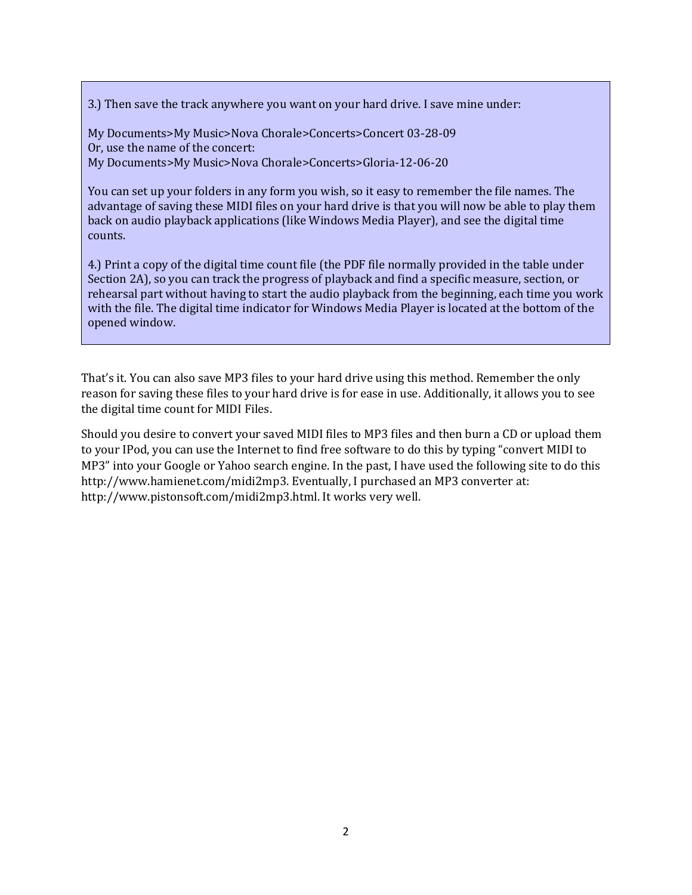3.) Then save the track anywhere you want on your hard drive. I save mine under:

My Documents>My Music>Nova Chorale>Concerts>Concert 03-28-09
Or, use the name of the concert:
My Documents>My Music>Nova Chorale>Concerts>Gloria-12-06-20

You can set up your folders in any form you wish, so it easy to remember the file names. The advantage of saving these MIDI files on your hard drive is that you will now be able to play them back on audio playback applications (like Windows Media Player), and see the digital time counts.

4.) Print a copy of the digital time count file (the PDF file normally provided in the table under Section 2A), so you can track the progress of playback and find a specific measure, section, or rehearsal part without having to start the audio playback from the beginning, each time you work with the file. The digital time indicator for Windows Media Player is located at the bottom of the opened window.

That's it. You can also save MP3 files to your hard drive using this method. Remember the only reason for saving these files to your hard drive is for ease in use. Additionally, it allows you to see the digital time count for MIDI Files.

Should you desire to convert your saved MIDI files to MP3 files and then burn a CD or upload them to your IPod, you can use the Internet to find free software to do this by typing "convert MIDI to MP3" into your Google or Yahoo search engine. In the past, I have used the following site to do this http://www.hamienet.com/midi2mp3. Eventually, I purchased an MP3 converter at: http://www.pistonsoft.com/midi2mp3.html. It works very well.